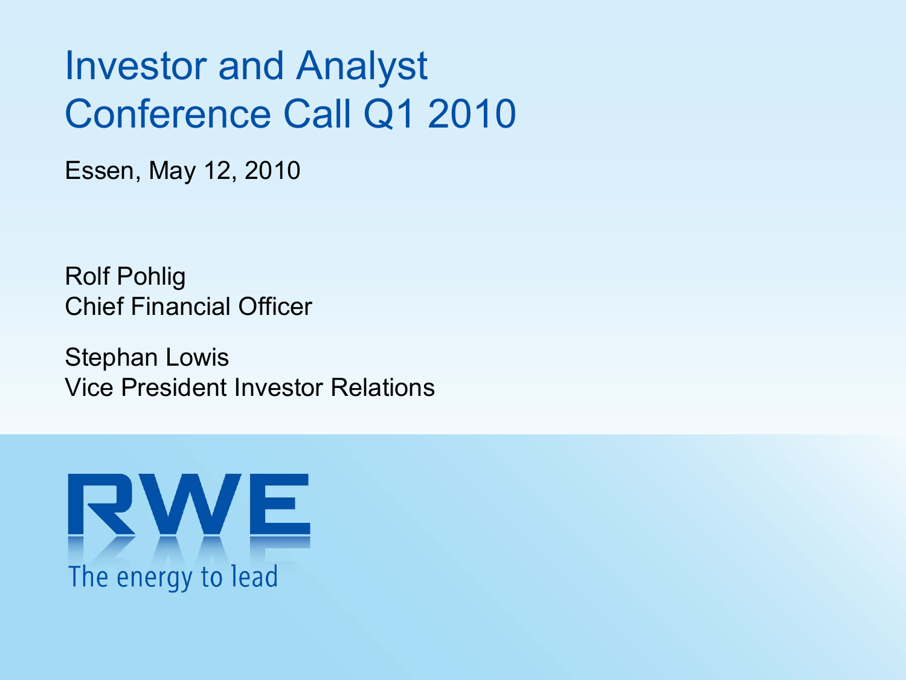# Investor and Analyst Conference Call Q1 2010

Essen, May 12, 2010

Rolf Pohlig
Chief Financial Officer

Stephan Lowis
Vice President Investor Relations

RWE
The energy to lead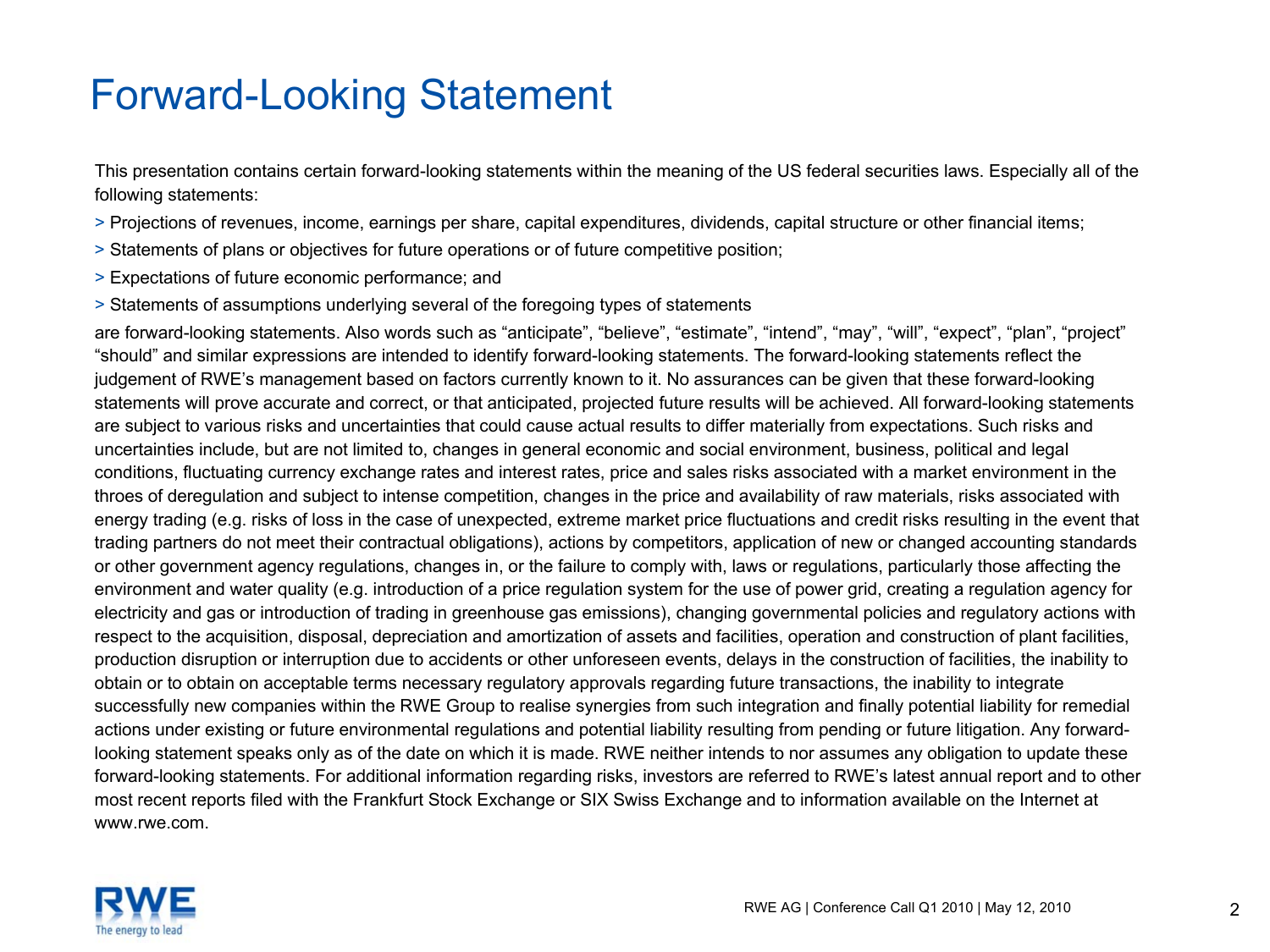# Forward-Looking Statement

This presentation contains certain forward-looking statements within the meaning of the US federal securities laws. Especially all of the following statements:

> Projections of revenues, income, earnings per share, capital expenditures, dividends, capital structure or other financial items;

> Statements of plans or objectives for future operations or of future competitive position;

> Expectations of future economic performance; and

> Statements of assumptions underlying several of the foregoing types of statements

are forward-looking statements. Also words such as “anticipate”, “believe”, “estimate”, “intend”, “may”, “will”, “expect”, “plan”, “project” “should” and similar expressions are intended to identify forward-looking statements. The forward-looking statements reflect the judgement of RWE’s management based on factors currently known to it. No assurances can be given that these forward-looking statements will prove accurate and correct, or that anticipated, projected future results will be achieved. All forward-looking statements are subject to various risks and uncertainties that could cause actual results to differ materially from expectations. Such risks and uncertainties include, but are not limited to, changes in general economic and social environment, business, political and legal conditions, fluctuating currency exchange rates and interest rates, price and sales risks associated with a market environment in the throes of deregulation and subject to intense competition, changes in the price and availability of raw materials, risks associated with energy trading (e.g. risks of loss in the case of unexpected, extreme market price fluctuations and credit risks resulting in the event that trading partners do not meet their contractual obligations), actions by competitors, application of new or changed accounting standards or other government agency regulations, changes in, or the failure to comply with, laws or regulations, particularly those affecting the environment and water quality (e.g. introduction of a price regulation system for the use of power grid, creating a regulation agency for electricity and gas or introduction of trading in greenhouse gas emissions), changing governmental policies and regulatory actions with respect to the acquisition, disposal, depreciation and amortization of assets and facilities, operation and construction of plant facilities, production disruption or interruption due to accidents or other unforeseen events, delays in the construction of facilities, the inability to obtain or to obtain on acceptable terms necessary regulatory approvals regarding future transactions, the inability to integrate successfully new companies within the RWE Group to realise synergies from such integration and finally potential liability for remedial actions under existing or future environmental regulations and potential liability resulting from pending or future litigation. Any forward-looking statement speaks only as of the date on which it is made. RWE neither intends to nor assumes any obligation to update these forward-looking statements. For additional information regarding risks, investors are referred to RWE’s latest annual report and to other most recent reports filed with the Frankfurt Stock Exchange or SIX Swiss Exchange and to information available on the Internet at www.rwe.com.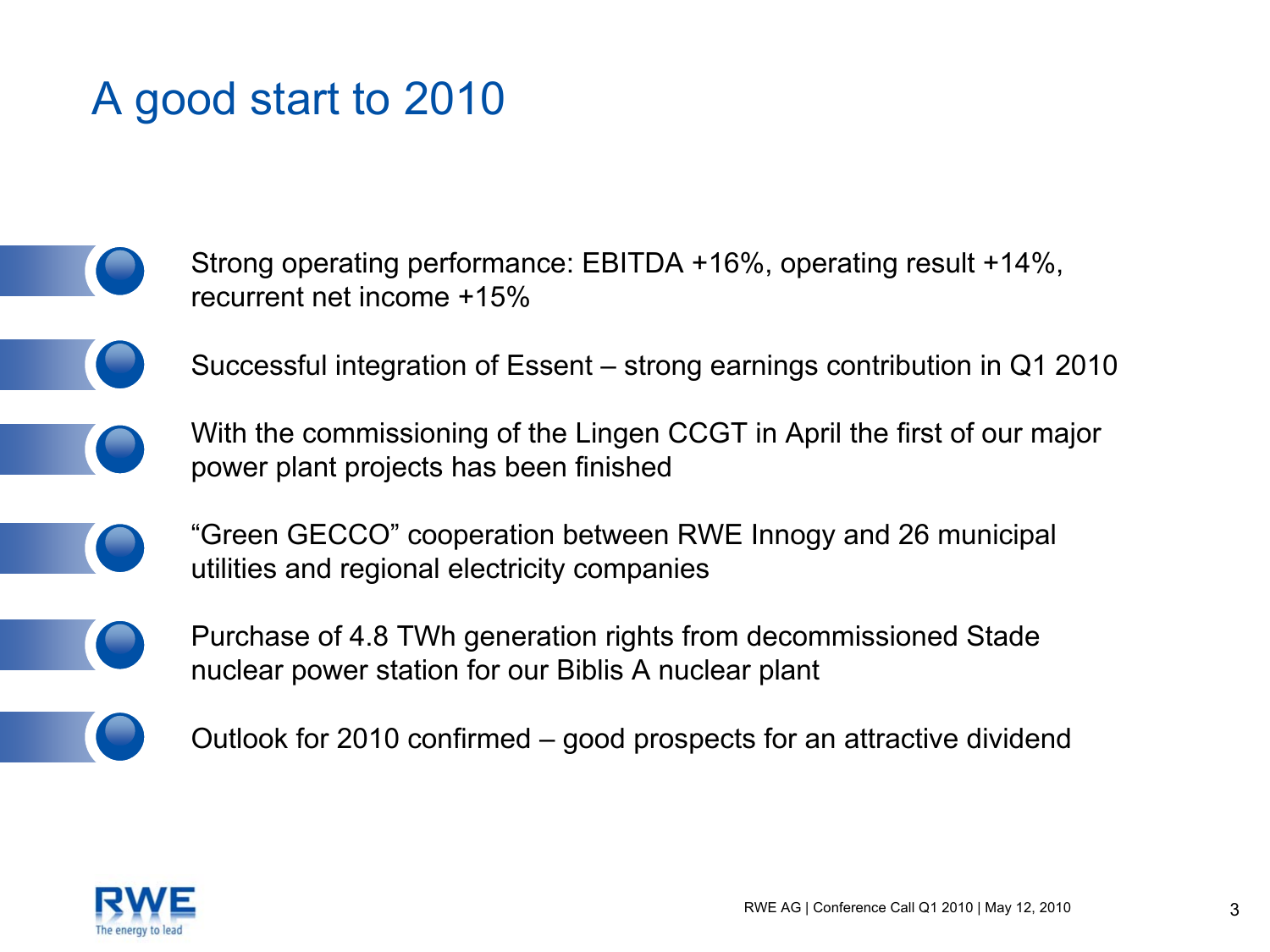# A good start to 2010

- Strong operating performance: EBITDA +16%, operating result +14%, recurrent net income +15%
- Successful integration of Essent – strong earnings contribution in Q1 2010
- With the commissioning of the Lingen CCGT in April the first of our major power plant projects has been finished
- "Green GECCO" cooperation between RWE Innogy and 26 municipal utilities and regional electricity companies
- Purchase of 4.8 TWh generation rights from decommissioned Stade nuclear power station for our Biblis A nuclear plant
- Outlook for 2010 confirmed – good prospects for an attractive dividend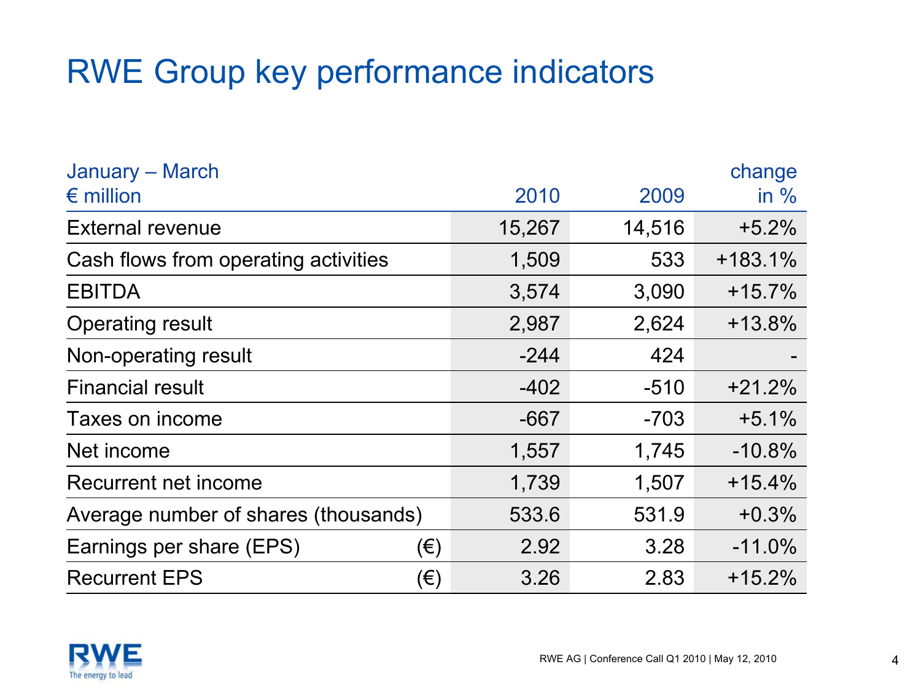# RWE Group key performance indicators

| January – March<br>€ million | | 2010 | 2009 | change<br>in % |
|---|---|---|---|---|
| External revenue | | 15,267 | 14,516 | +5.2% |
| Cash flows from operating activities | | 1,509 | 533 | +183.1% |
| EBITDA | | 3,574 | 3,090 | +15.7% |
| Operating result | | 2,987 | 2,624 | +13.8% |
| Non-operating result | | -244 | 424 | - |
| Financial result | | -402 | -510 | +21.2% |
| Taxes on income | | -667 | -703 | +5.1% |
| Net income | | 1,557 | 1,745 | -10.8% |
| Recurrent net income | | 1,739 | 1,507 | +15.4% |
| Average number of shares (thousands) | | 533.6 | 531.9 | +0.3% |
| Earnings per share (EPS) | (€) | 2.92 | 3.28 | -11.0% |
| Recurrent EPS | (€) | 3.26 | 2.83 | +15.2% |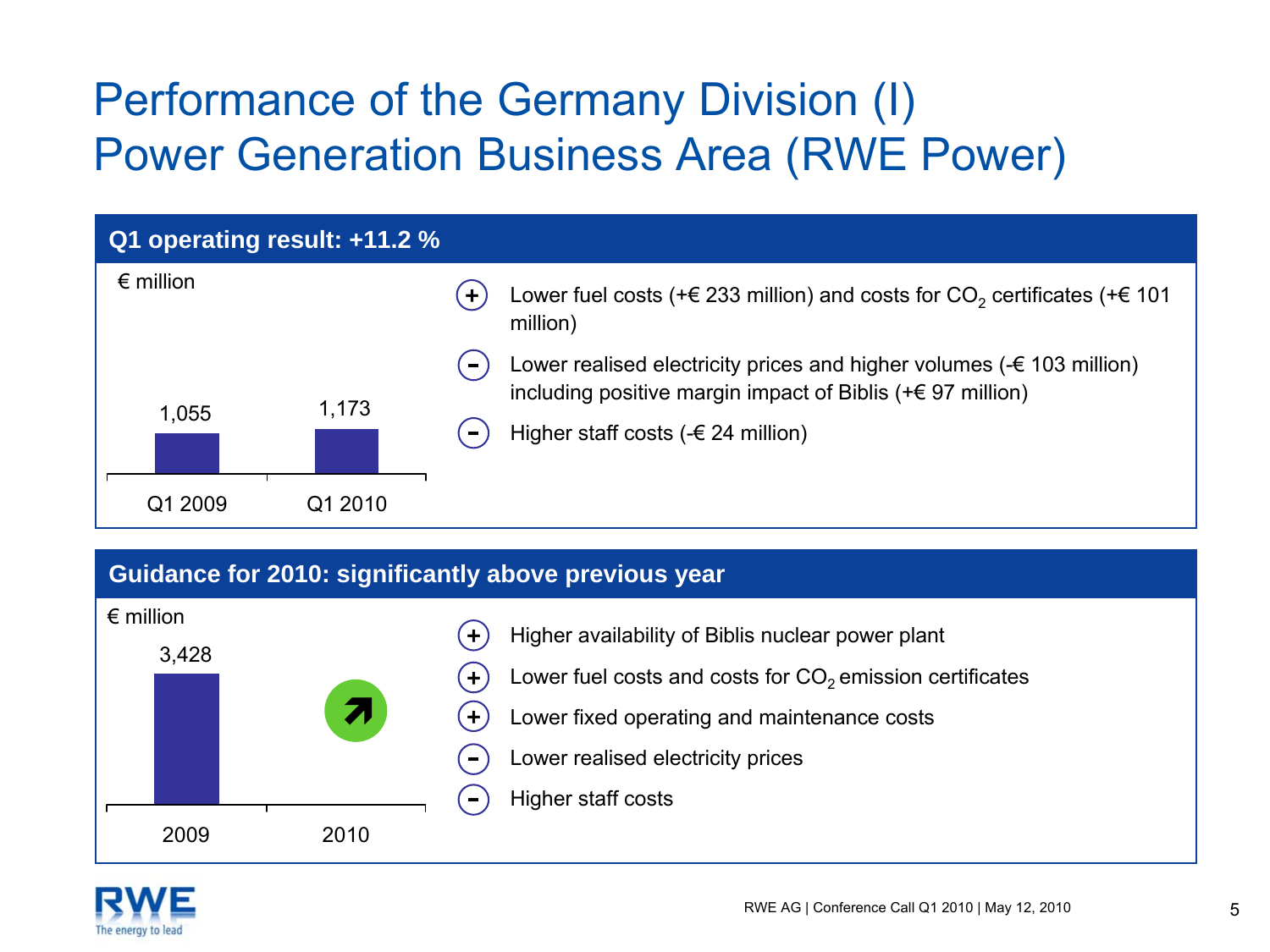# Performance of the Germany Division (I)
# Power Generation Business Area (RWE Power)

## Q1 operating result: +11.2 %

€ million

| Q1 2009 | Q1 2010 |
|---|---|
| 1,055 | 1,173 |

- (+) Lower fuel costs (+€ 233 million) and costs for $CO_2$ certificates (+€ 101 million)
- (–) Lower realised electricity prices and higher volumes (-€ 103 million) including positive margin impact of Biblis (+€ 97 million)
- (–) Higher staff costs (-€ 24 million)

## Guidance for 2010: significantly above previous year

€ million

| 2009 | 2010 |
|---|---|
| 3,428 | ↗ |

- (+) Higher availability of Biblis nuclear power plant
- (+) Lower fuel costs and costs for $CO_2$ emission certificates
- (+) Lower fixed operating and maintenance costs
- (–) Lower realised electricity prices
- (–) Higher staff costs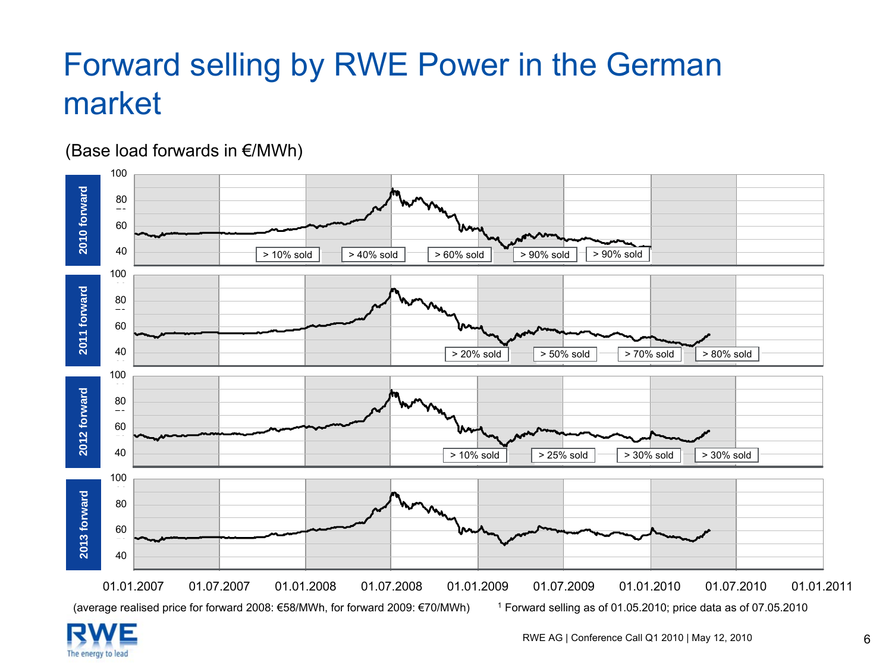# Forward selling by RWE Power in the German market

(Base load forwards in €/MWh)

**2010 forward**

> 10% sold | > 40% sold | > 60% sold | > 90% sold | > 90% sold

**2011 forward**

> 20% sold | > 50% sold | > 70% sold | > 80% sold

**2012 forward**

> 10% sold | > 25% sold | > 30% sold | > 30% sold

**2013 forward**

(average realised price for forward 2008: €58/MWh, for forward 2009: €70/MWh)

[1] Forward selling as of 01.05.2010; price data as of 07.05.2010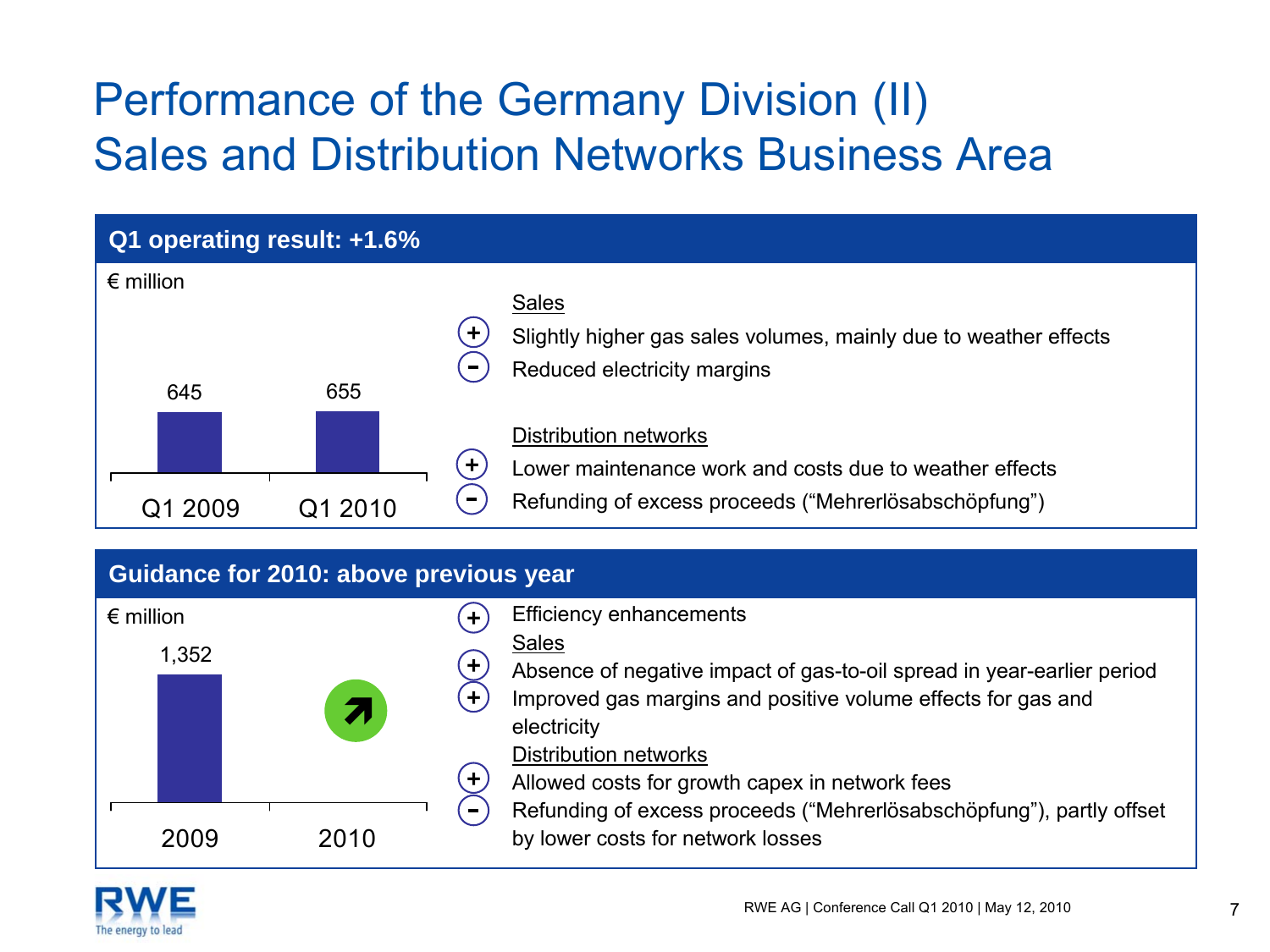# Performance of the Germany Division (II)
## Sales and Distribution Networks Business Area

### Q1 operating result: +1.6%

€ million

| Q1 2009 | Q1 2010 |
|---|---|
| 645 | 655 |

**Sales**

- (+) Slightly higher gas sales volumes, mainly due to weather effects
- (–) Reduced electricity margins

**Distribution networks**

- (+) Lower maintenance work and costs due to weather effects
- (–) Refunding of excess proceeds (“Mehrerlösabschöpfung”)

### Guidance for 2010: above previous year

€ million

| 2009 | 2010 |
|---|---|
| 1,352 | ↗ |

- (+) Efficiency enhancements

**Sales**

- (+) Absence of negative impact of gas-to-oil spread in year-earlier period
- (+) Improved gas margins and positive volume effects for gas and electricity

**Distribution networks**

- (+) Allowed costs for growth capex in network fees
- (–) Refunding of excess proceeds (“Mehrerlösabschöpfung”), partly offset by lower costs for network losses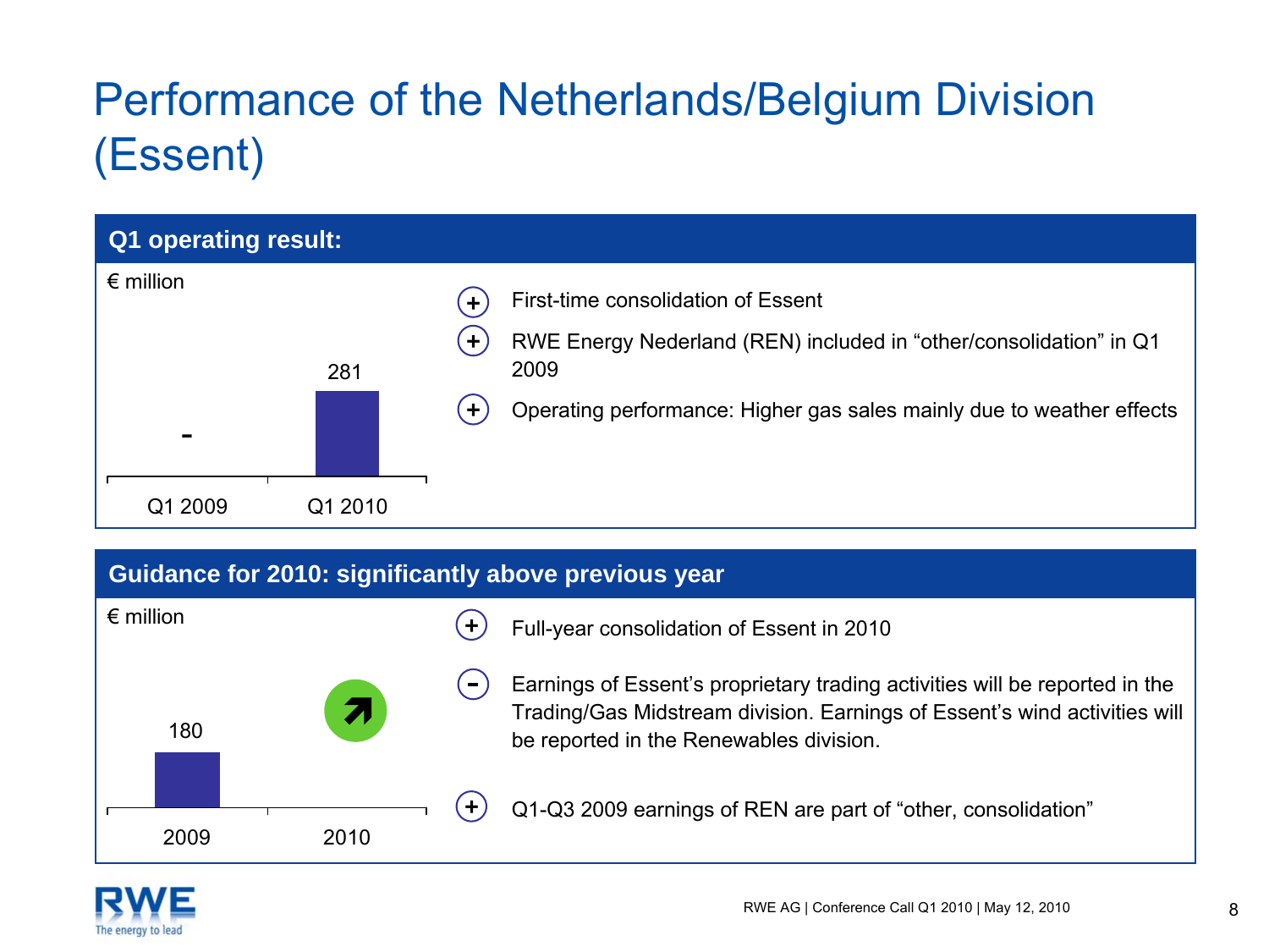# Performance of the Netherlands/Belgium Division (Essent)

## Q1 operating result:

€ million

| Q1 2009 | Q1 2010 |
|---|---|
| - | 281 |

- (+) First-time consolidation of Essent
- (+) RWE Energy Nederland (REN) included in "other/consolidation" in Q1 2009
- (+) Operating performance: Higher gas sales mainly due to weather effects

## Guidance for 2010: significantly above previous year

€ million

| 2009 | 2010 |
|---|---|
| 180 | ↗ |

- (+) Full-year consolidation of Essent in 2010
- (-) Earnings of Essent's proprietary trading activities will be reported in the Trading/Gas Midstream division. Earnings of Essent's wind activities will be reported in the Renewables division.
- (+) Q1-Q3 2009 earnings of REN are part of "other, consolidation"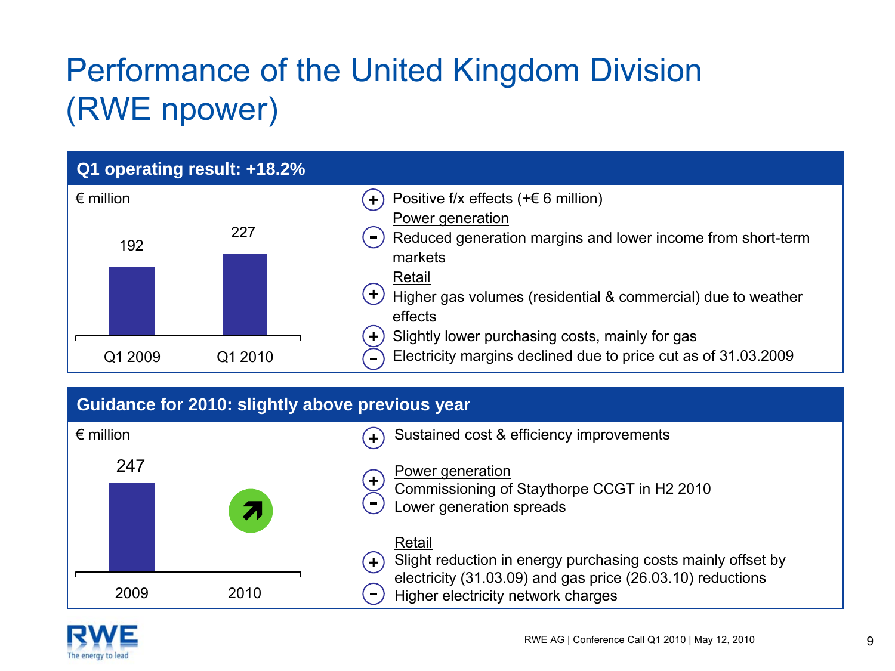# Performance of the United Kingdom Division (RWE npower)

## Q1 operating result: +18.2%

€ million

| | Q1 2009 | Q1 2010 |
|---|---|---|
| Operating result | 192 | 227 |

- (+) Positive f/x effects (+€ 6 million)

Power generation

- (–) Reduced generation margins and lower income from short-term markets

Retail

- (+) Higher gas volumes (residential & commercial) due to weather effects
- (+) Slightly lower purchasing costs, mainly for gas
- (–) Electricity margins declined due to price cut as of 31.03.2009

## Guidance for 2010: slightly above previous year

€ million

| | 2009 | 2010 |
|---|---|---|
| Operating result | 247 | ↗ |

- (+) Sustained cost & efficiency improvements

Power generation

- (+) Commissioning of Staythorpe CCGT in H2 2010
- (–) Lower generation spreads

Retail

- (+) Slight reduction in energy purchasing costs mainly offset by electricity (31.03.09) and gas price (26.03.10) reductions
- (–) Higher electricity network charges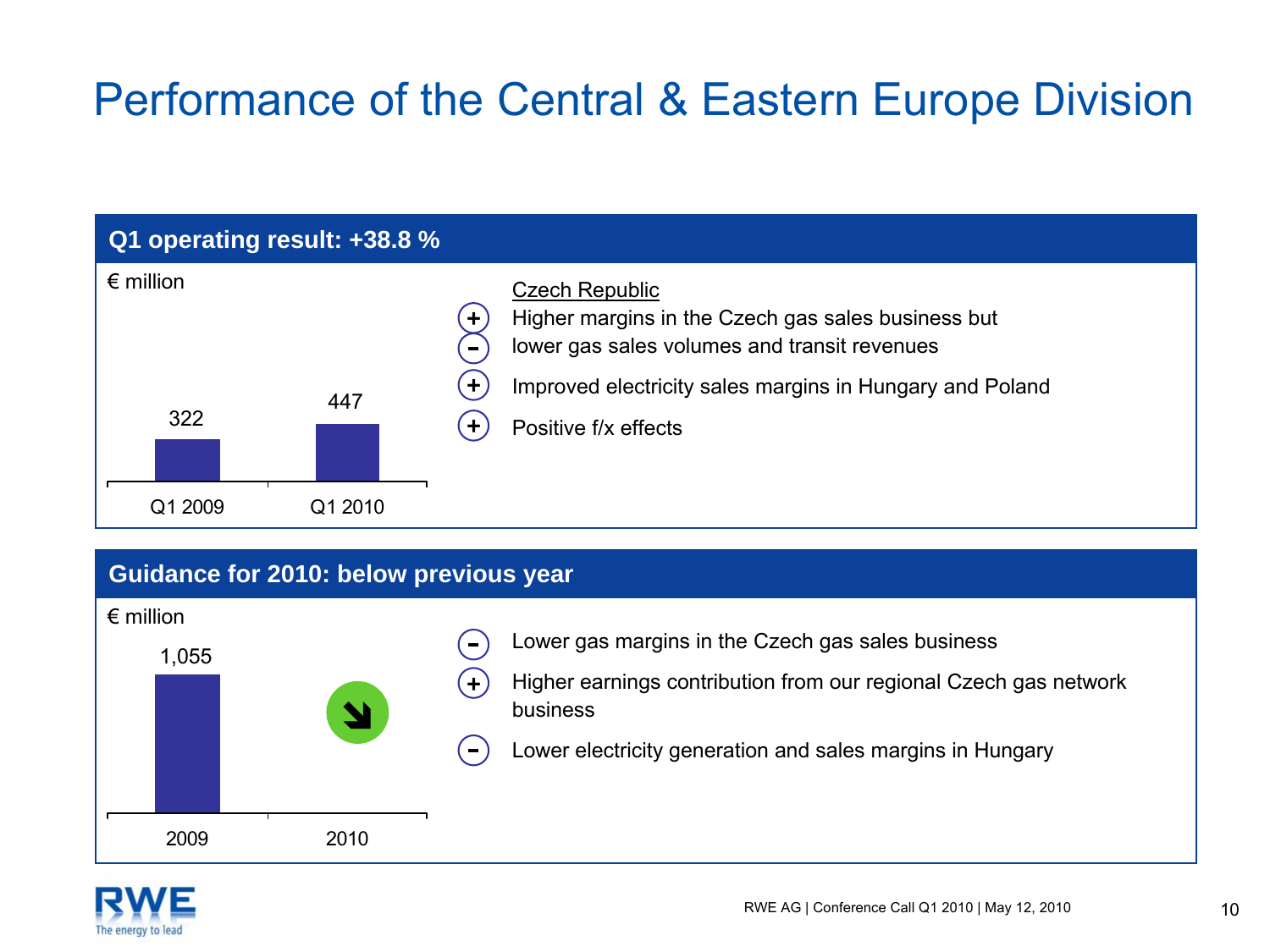# Performance of the Central & Eastern Europe Division

## Q1 operating result: +38.8 %

€ million

| Q1 2009 | Q1 2010 |
|---|---|
| 322 | 447 |

Czech Republic

- (+) Higher margins in the Czech gas sales business but
- (–) lower gas sales volumes and transit revenues
- (+) Improved electricity sales margins in Hungary and Poland
- (+) Positive f/x effects

## Guidance for 2010: below previous year

€ million

| 2009 | 2010 |
|---|---|
| 1,055 | ↘ |

- (–) Lower gas margins in the Czech gas sales business
- (+) Higher earnings contribution from our regional Czech gas network business
- (–) Lower electricity generation and sales margins in Hungary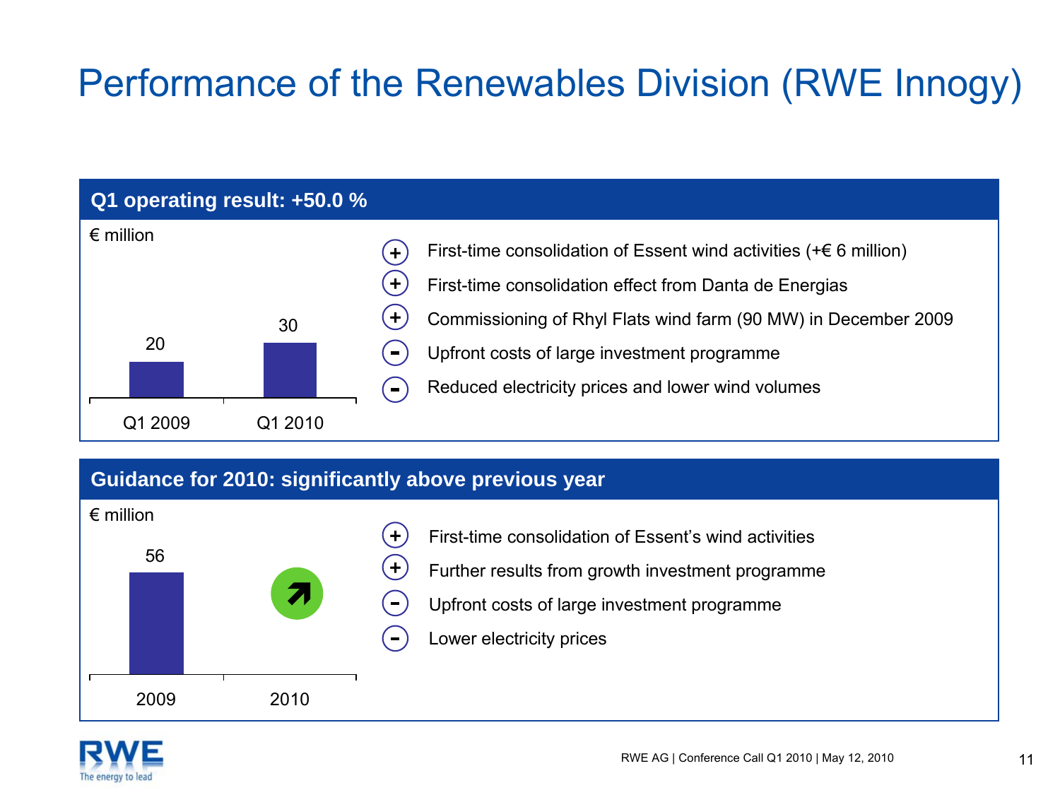# Performance of the Renewables Division (RWE Innogy)

## Q1 operating result: +50.0 %

€ million

| | Q1 2009 | Q1 2010 |
|---|---|---|
| Operating result | 20 | 30 |

- (+) First-time consolidation of Essent wind activities (+€ 6 million)
- (+) First-time consolidation effect from Danta de Energias
- (+) Commissioning of Rhyl Flats wind farm (90 MW) in December 2009
- (-) Upfront costs of large investment programme
- (-) Reduced electricity prices and lower wind volumes

## Guidance for 2010: significantly above previous year

€ million

| | 2009 | 2010 |
|---|---|---|
| Operating result | 56 | ↗ |

- (+) First-time consolidation of Essent's wind activities
- (+) Further results from growth investment programme
- (-) Upfront costs of large investment programme
- (-) Lower electricity prices

RWE AG | Conference Call Q1 2010 | May 12, 2010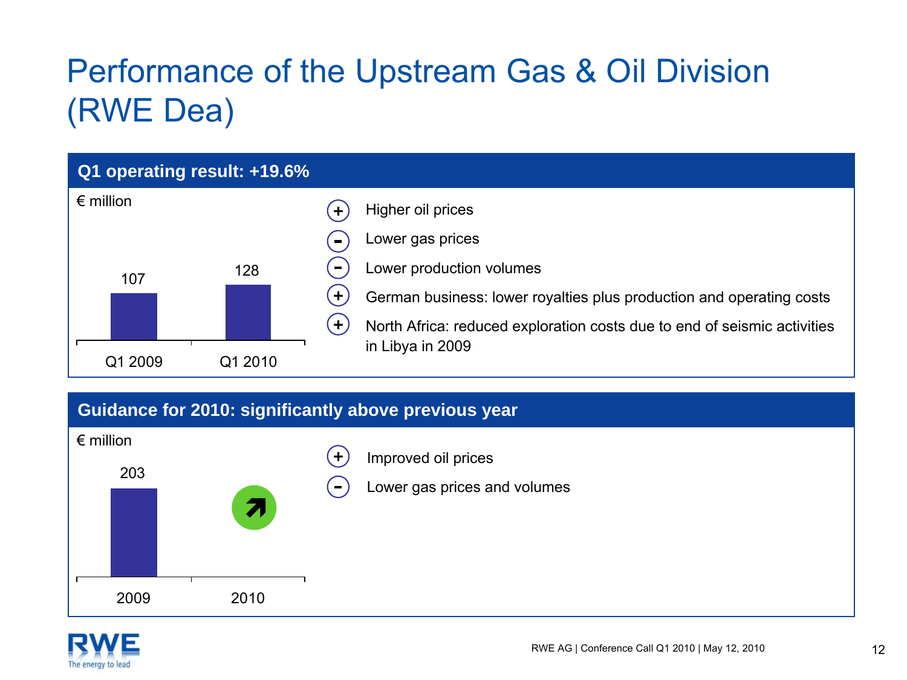# Performance of the Upstream Gas & Oil Division (RWE Dea)

## Q1 operating result: +19.6%

€ million

| | Q1 2009 | Q1 2010 |
|---|---|---|
| Operating result | 107 | 128 |

- (+) Higher oil prices
- (-) Lower gas prices
- (-) Lower production volumes
- (+) German business: lower royalties plus production and operating costs
- (+) North Africa: reduced exploration costs due to end of seismic activities in Libya in 2009

## Guidance for 2010: significantly above previous year

€ million

| | 2009 | 2010 |
|---|---|---|
| Operating result | 203 | ↗ |

- (+) Improved oil prices
- (-) Lower gas prices and volumes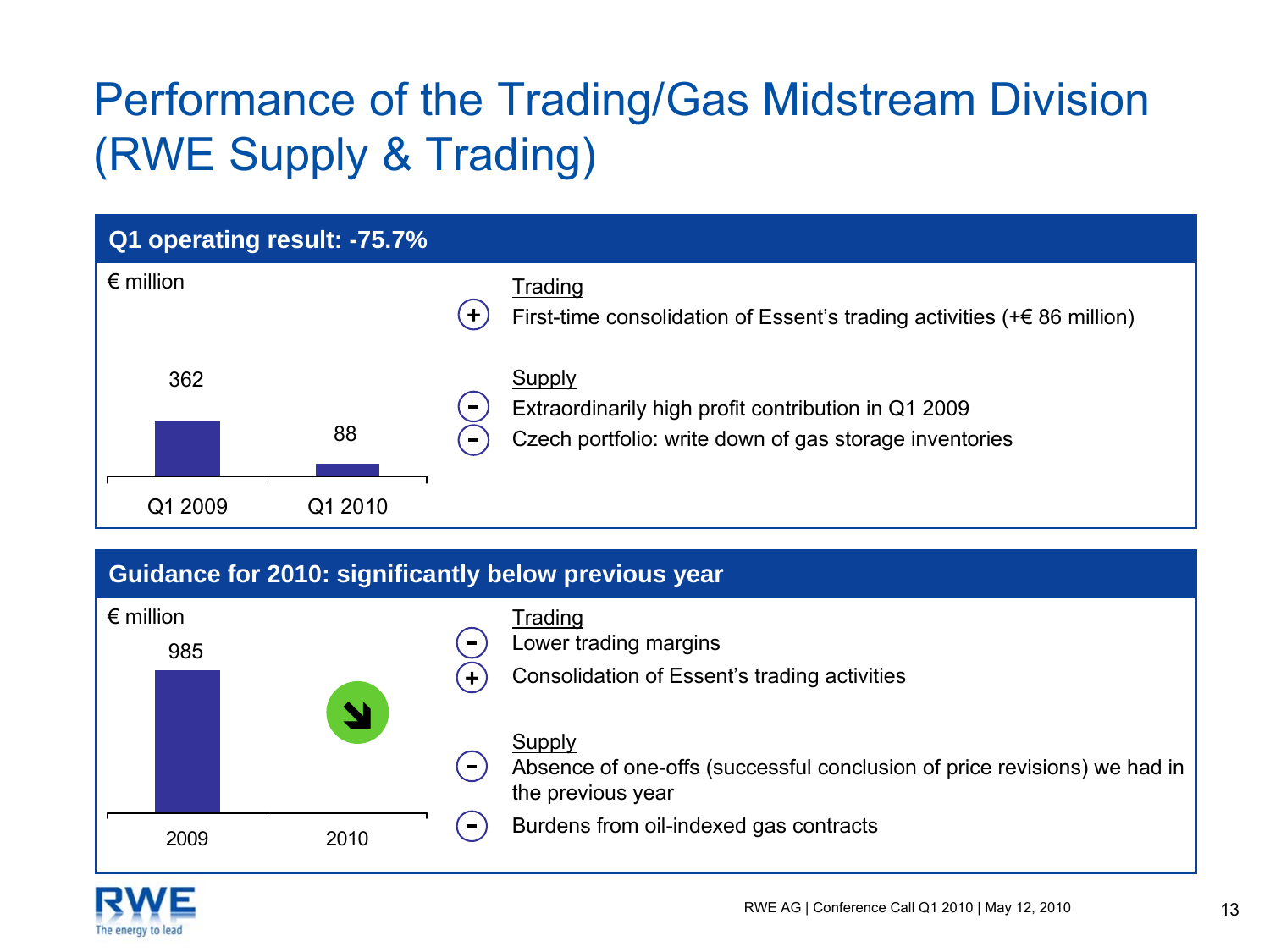# Performance of the Trading/Gas Midstream Division (RWE Supply & Trading)

## Q1 operating result: -75.7%

€ million

| Q1 2009 | Q1 2010 |
|---|---|
| 362 | 88 |

Trading

- (+) First-time consolidation of Essent's trading activities (+€ 86 million)

Supply

- (-) Extraordinarily high profit contribution in Q1 2009
- (-) Czech portfolio: write down of gas storage inventories

## Guidance for 2010: significantly below previous year

€ million

| 2009 | 2010 |
|---|---|
| 985 | ↘ |

Trading

- (-) Lower trading margins
- (+) Consolidation of Essent's trading activities

Supply

- (-) Absence of one-offs (successful conclusion of price revisions) we had in the previous year
- (-) Burdens from oil-indexed gas contracts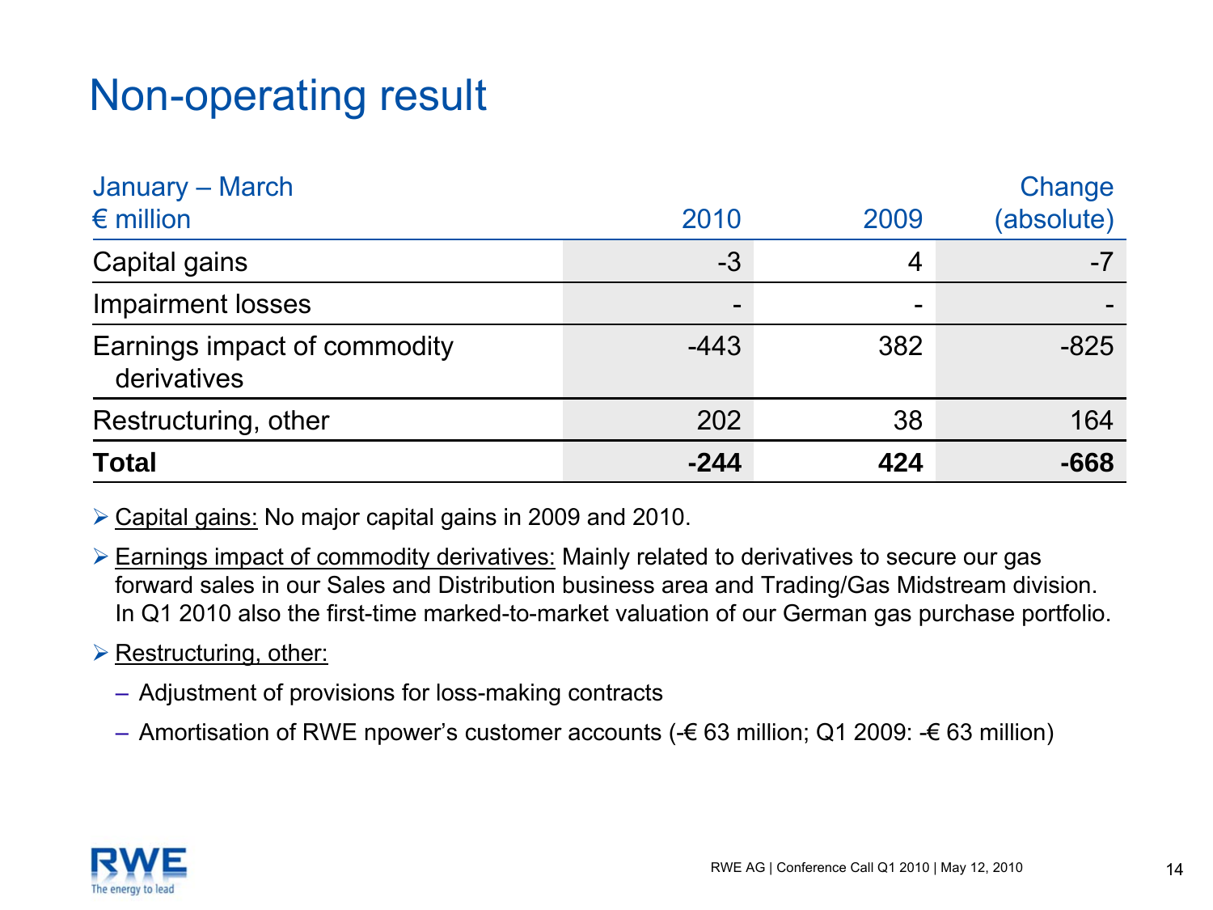# Non-operating result

| January – March<br>€ million | 2010 | 2009 | Change<br>(absolute) |
|---|---|---|---|
| Capital gains | -3 | 4 | -7 |
| Impairment losses | - | - | - |
| Earnings impact of commodity derivatives | -443 | 382 | -825 |
| Restructuring, other | 202 | 38 | 164 |
| **Total** | **-244** | **424** | **-668** |

- Capital gains: No major capital gains in 2009 and 2010.
- Earnings impact of commodity derivatives: Mainly related to derivatives to secure our gas forward sales in our Sales and Distribution business area and Trading/Gas Midstream division. In Q1 2010 also the first-time marked-to-market valuation of our German gas purchase portfolio.
- Restructuring, other:
  - Adjustment of provisions for loss-making contracts
  - Amortisation of RWE npower's customer accounts (-€ 63 million; Q1 2009: -€ 63 million)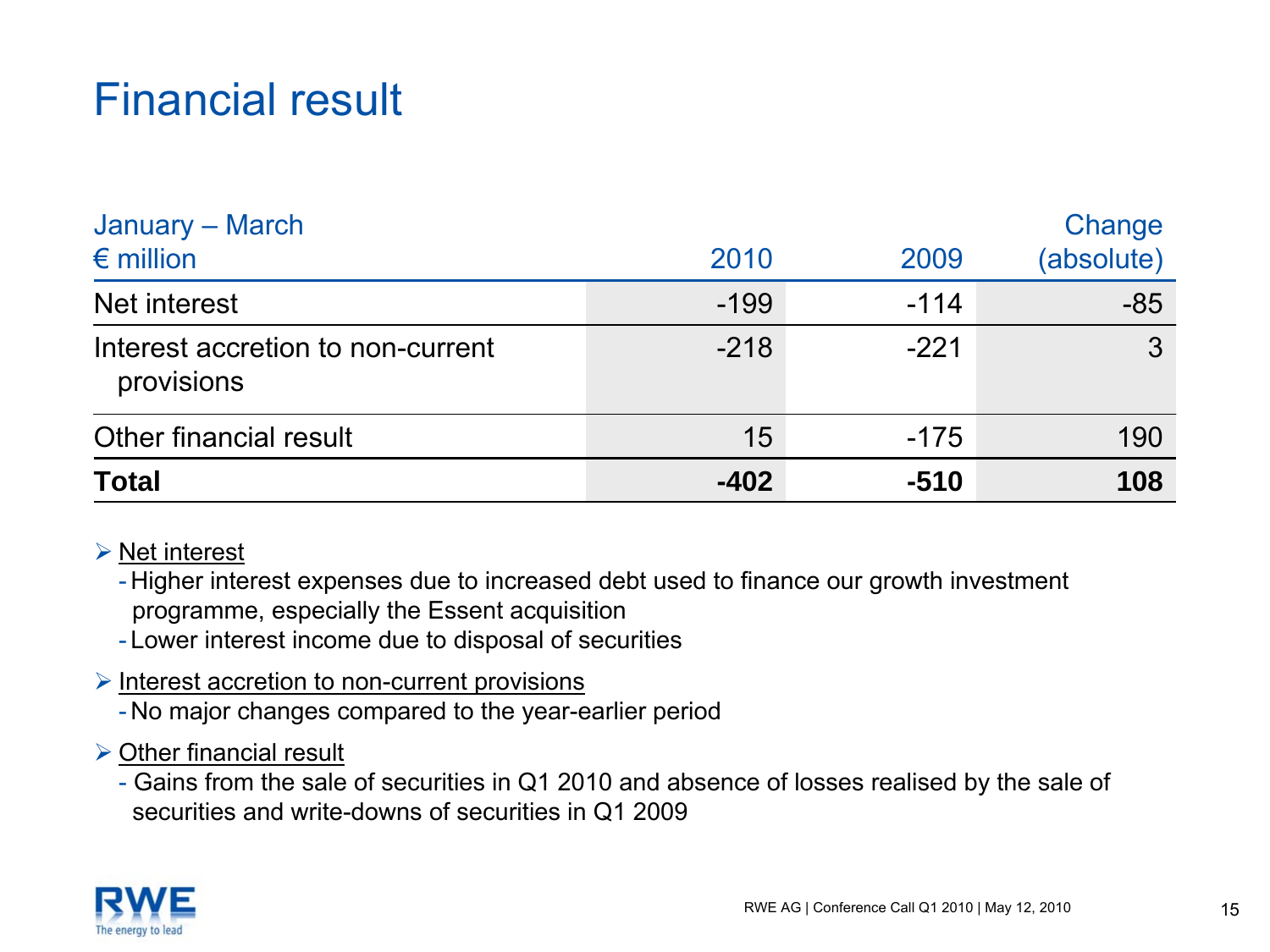# Financial result

| January – March<br>€ million | 2010 | 2009 | Change (absolute) |
|---|---|---|---|
| Net interest | -199 | -114 | -85 |
| Interest accretion to non-current provisions | -218 | -221 | 3 |
| Other financial result | 15 | -175 | 190 |
| **Total** | **-402** | **-510** | **108** |

- Net interest
  - Higher interest expenses due to increased debt used to finance our growth investment programme, especially the Essent acquisition
  - Lower interest income due to disposal of securities
- Interest accretion to non-current provisions
  - No major changes compared to the year-earlier period
- Other financial result
  - Gains from the sale of securities in Q1 2010 and absence of losses realised by the sale of securities and write-downs of securities in Q1 2009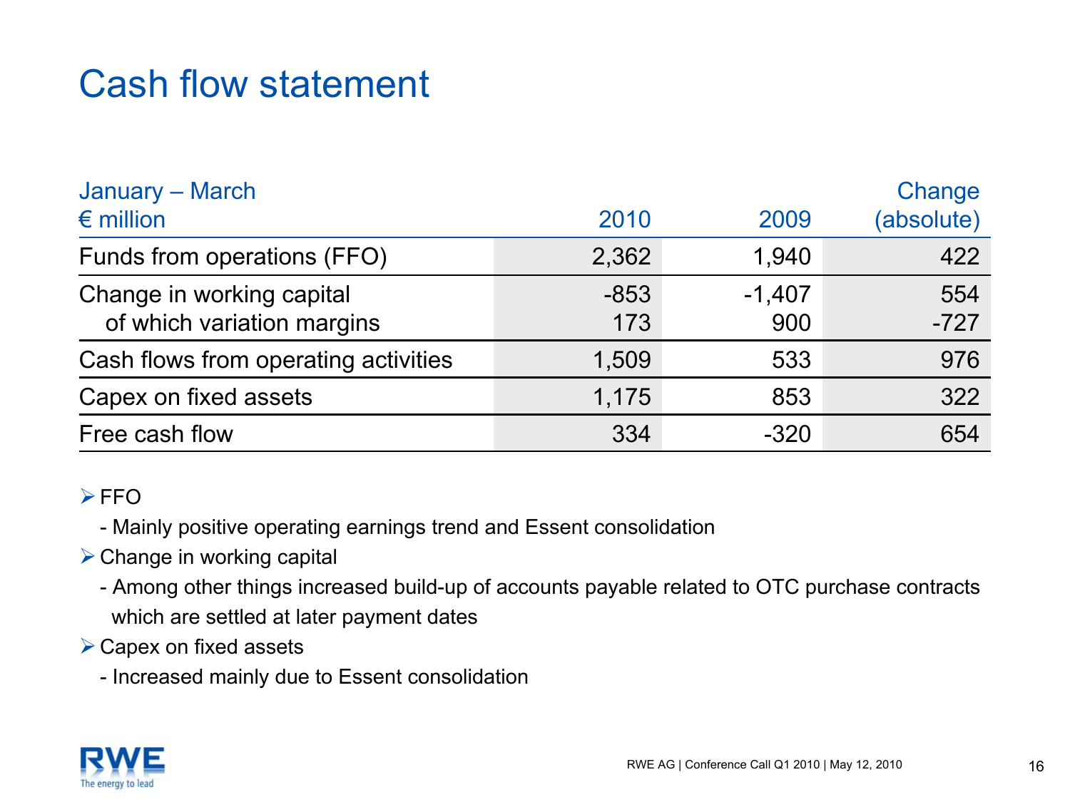# Cash flow statement

| January – March<br>€ million | 2010 | 2009 | Change (absolute) |
|---|---|---|---|
| Funds from operations (FFO) | 2,362 | 1,940 | 422 |
| Change in working capital | -853 | -1,407 | 554 |
| of which variation margins | 173 | 900 | -727 |
| Cash flows from operating activities | 1,509 | 533 | 976 |
| Capex on fixed assets | 1,175 | 853 | 322 |
| Free cash flow | 334 | -320 | 654 |

- FFO
  - Mainly positive operating earnings trend and Essent consolidation
- Change in working capital
  - Among other things increased build-up of accounts payable related to OTC purchase contracts which are settled at later payment dates
- Capex on fixed assets
  - Increased mainly due to Essent consolidation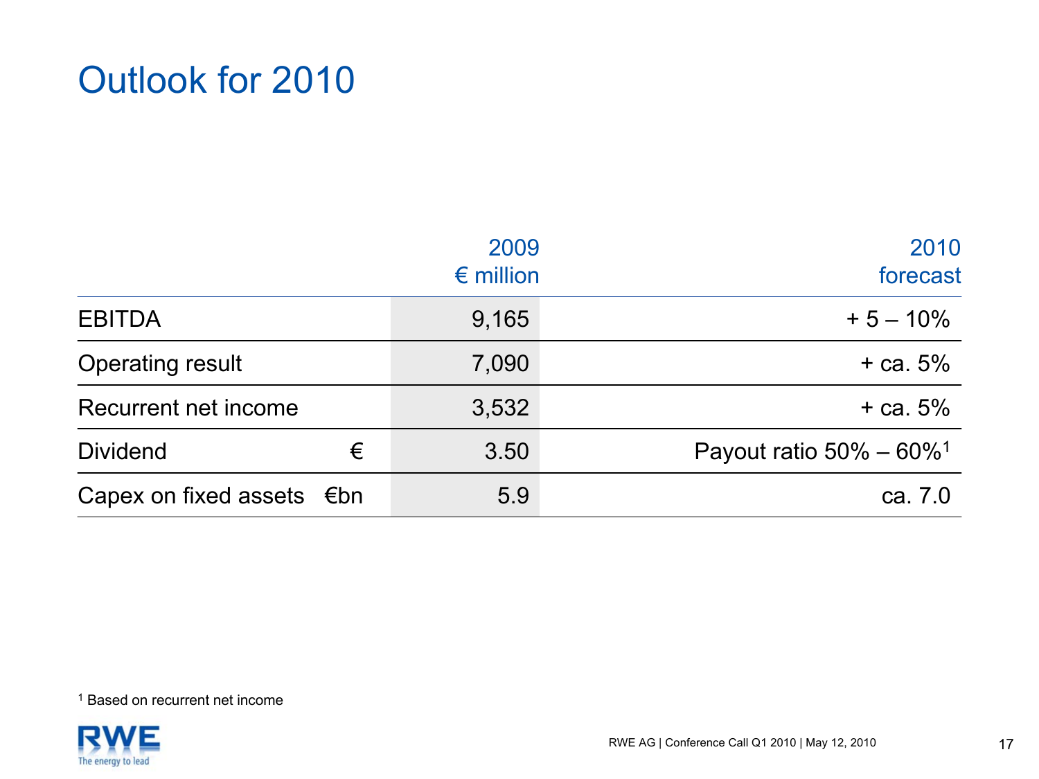# Outlook for 2010

| | | 2009 € million | 2010 forecast |
|---|---|---|---|
| EBITDA | | 9,165 | + 5 – 10% |
| Operating result | | 7,090 | + ca. 5% |
| Recurrent net income | | 3,532 | + ca. 5% |
| Dividend | € | 3.50 | Payout ratio 50% – 60%[1] |
| Capex on fixed assets | €bn | 5.9 | ca. 7.0 |

[1] Based on recurrent net income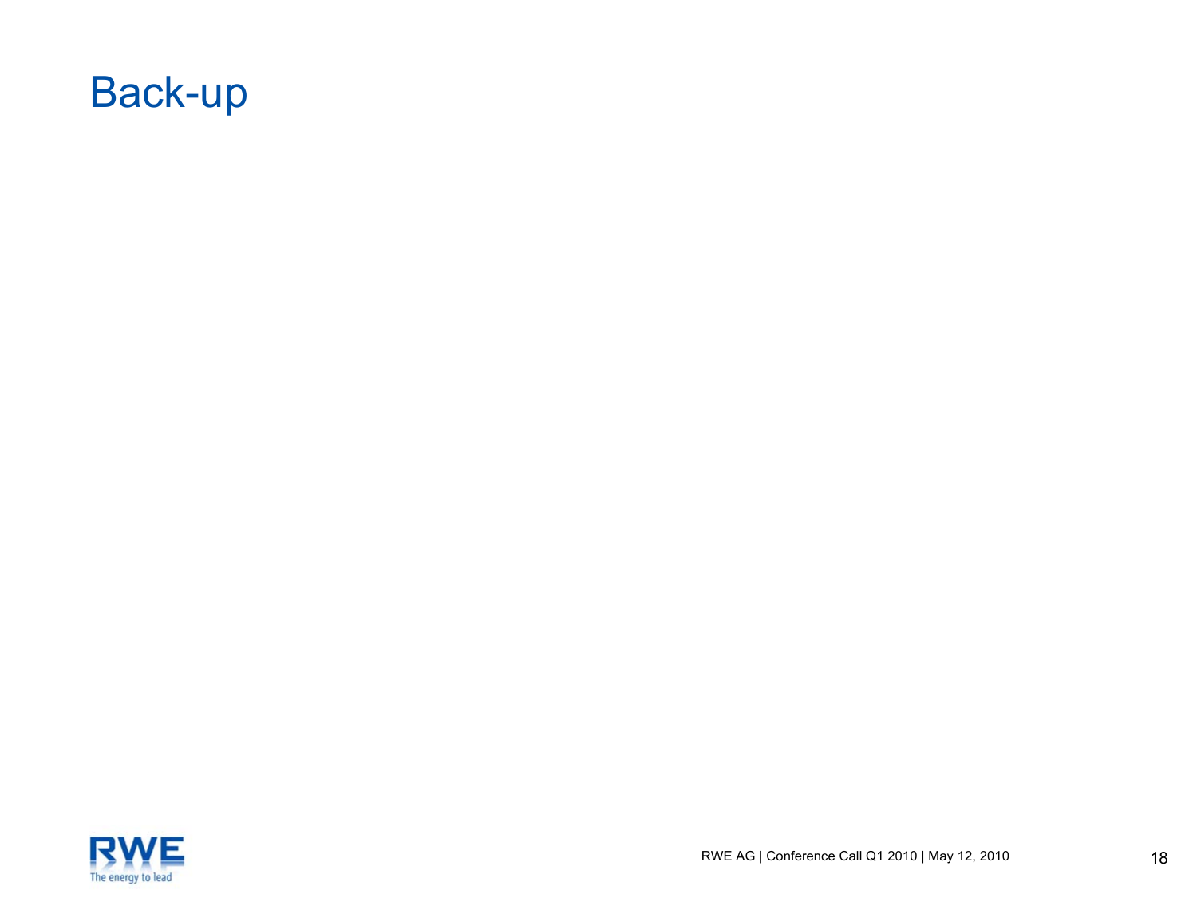# Back-up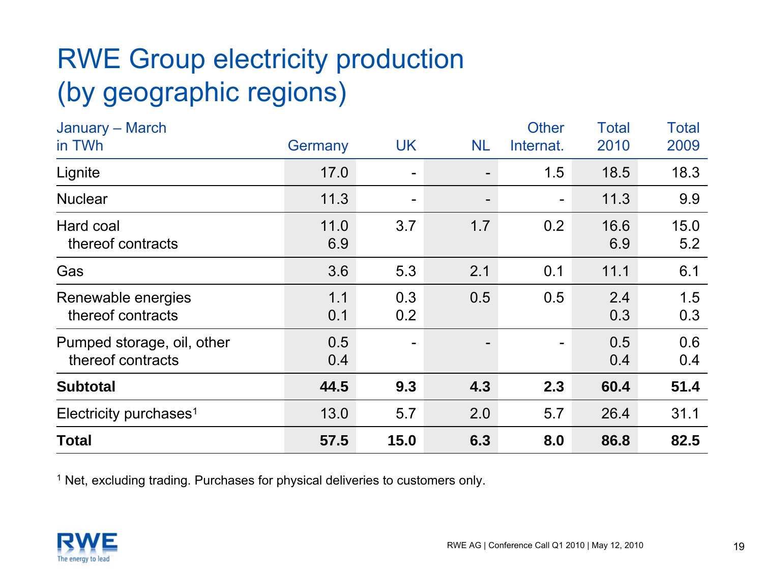# RWE Group electricity production (by geographic regions)

| January – March<br>in TWh | Germany | UK | NL | Other Internat. | Total 2010 | Total 2009 |
|---|---|---|---|---|---|---|
| Lignite | 17.0 | - | - | 1.5 | 18.5 | 18.3 |
| Nuclear | 11.3 | - | - | - | 11.3 | 9.9 |
| Hard coal | 11.0 | 3.7 | 1.7 | 0.2 | 16.6 | 15.0 |
| thereof contracts | 6.9 | | | | 6.9 | 5.2 |
| Gas | 3.6 | 5.3 | 2.1 | 0.1 | 11.1 | 6.1 |
| Renewable energies | 1.1 | 0.3 | 0.5 | 0.5 | 2.4 | 1.5 |
| thereof contracts | 0.1 | 0.2 | | | 0.3 | 0.3 |
| Pumped storage, oil, other | 0.5 | - | - | - | 0.5 | 0.6 |
| thereof contracts | 0.4 | | | | 0.4 | 0.4 |
| **Subtotal** | **44.5** | **9.3** | **4.3** | **2.3** | **60.4** | **51.4** |
| Electricity purchases[1] | 13.0 | 5.7 | 2.0 | 5.7 | 26.4 | 31.1 |
| **Total** | **57.5** | **15.0** | **6.3** | **8.0** | **86.8** | **82.5** |

[1] Net, excluding trading. Purchases for physical deliveries to customers only.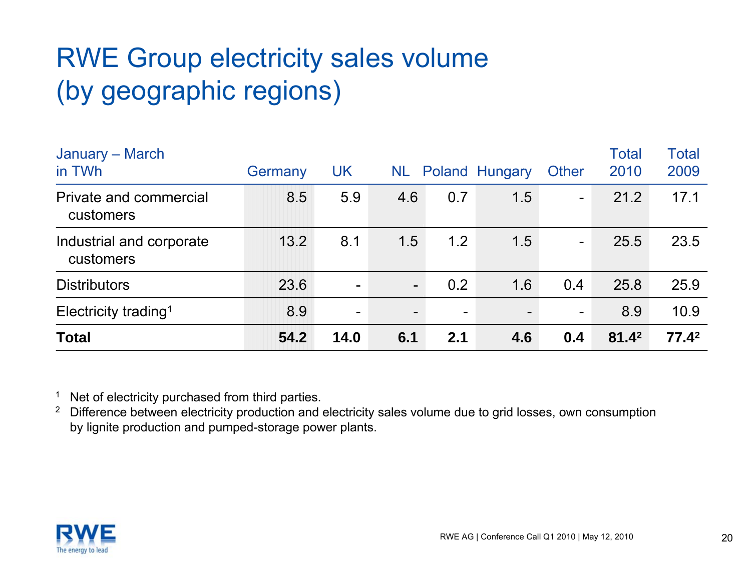# RWE Group electricity sales volume (by geographic regions)

| January – March in TWh | Germany | UK | NL | Poland | Hungary | Other | Total 2010 | Total 2009 |
|---|---|---|---|---|---|---|---|---|
| Private and commercial customers | 8.5 | 5.9 | 4.6 | 0.7 | 1.5 | - | 21.2 | 17.1 |
| Industrial and corporate customers | 13.2 | 8.1 | 1.5 | 1.2 | 1.5 | - | 25.5 | 23.5 |
| Distributors | 23.6 | - | - | 0.2 | 1.6 | 0.4 | 25.8 | 25.9 |
| Electricity trading[1] | 8.9 | - | - | - | - | - | 8.9 | 10.9 |
| **Total** | **54.2** | **14.0** | **6.1** | **2.1** | **4.6** | **0.4** | **81.4**[2] | **77.4**[2] |

[1] Net of electricity purchased from third parties.

[2] Difference between electricity production and electricity sales volume due to grid losses, own consumption by lignite production and pumped-storage power plants.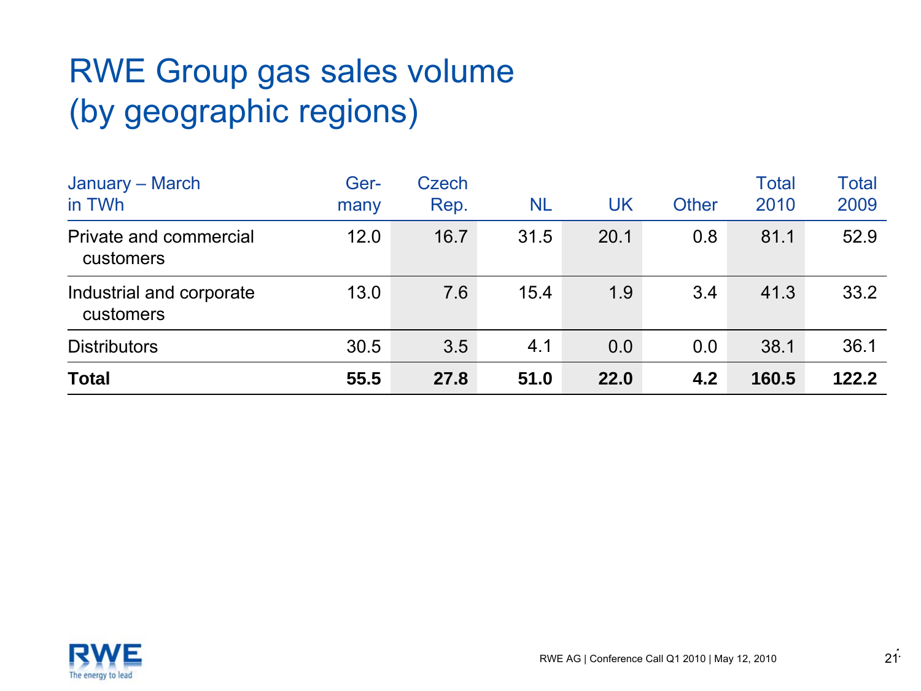# RWE Group gas sales volume (by geographic regions)

| January – March in TWh | Germany | Czech Rep. | NL | UK | Other | Total 2010 | Total 2009 |
|---|---|---|---|---|---|---|---|
| Private and commercial customers | 12.0 | 16.7 | 31.5 | 20.1 | 0.8 | 81.1 | 52.9 |
| Industrial and corporate customers | 13.0 | 7.6 | 15.4 | 1.9 | 3.4 | 41.3 | 33.2 |
| Distributors | 30.5 | 3.5 | 4.1 | 0.0 | 0.0 | 38.1 | 36.1 |
| **Total** | **55.5** | **27.8** | **51.0** | **22.0** | **4.2** | **160.5** | **122.2** |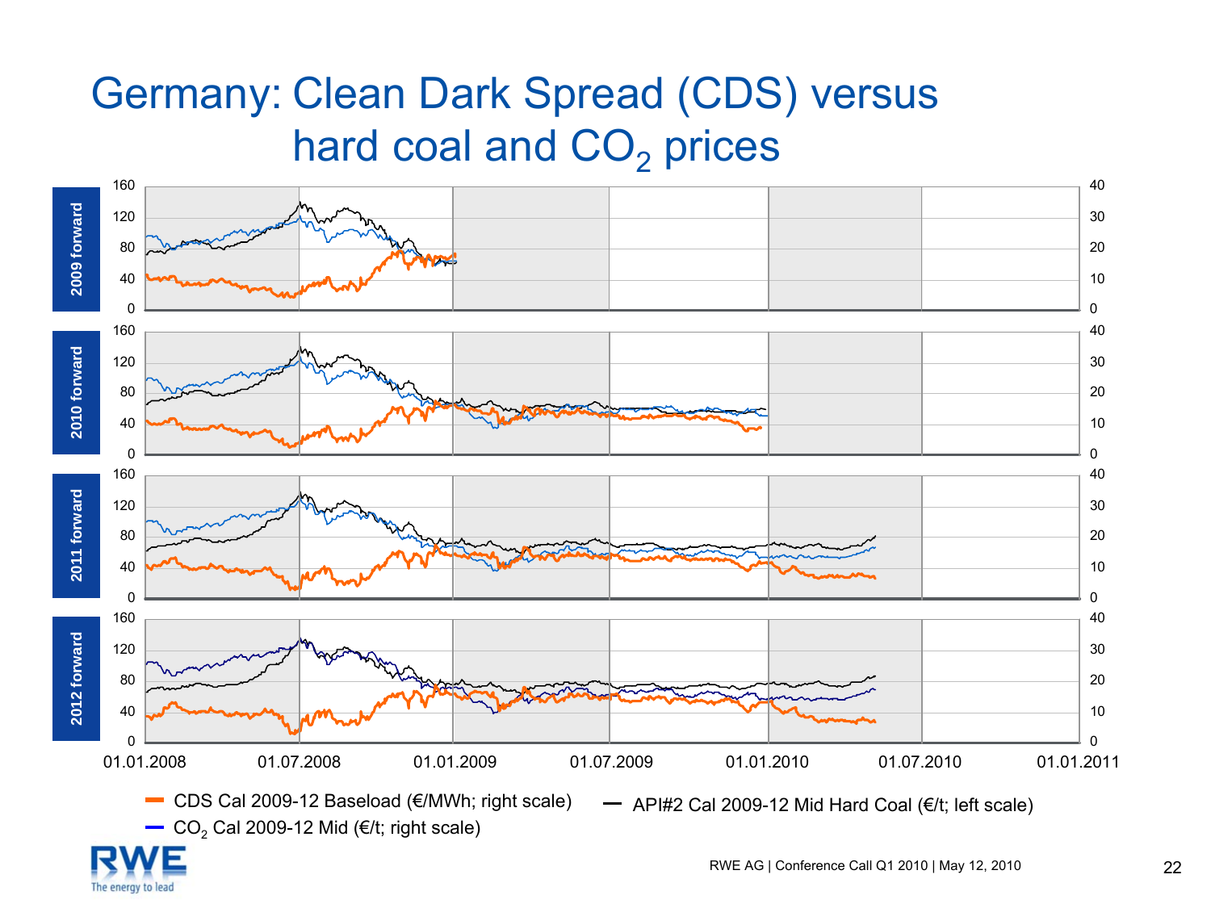# Germany: Clean Dark Spread (CDS) versus hard coal and $CO_2$ prices

2009 forward

2010 forward

2011 forward

2012 forward

- CDS Cal 2009-12 Baseload (€/MWh; right scale)
- API#2 Cal 2009-12 Mid Hard Coal (€/t; left scale)
- $CO_2$ Cal 2009-12 Mid (€/t; right scale)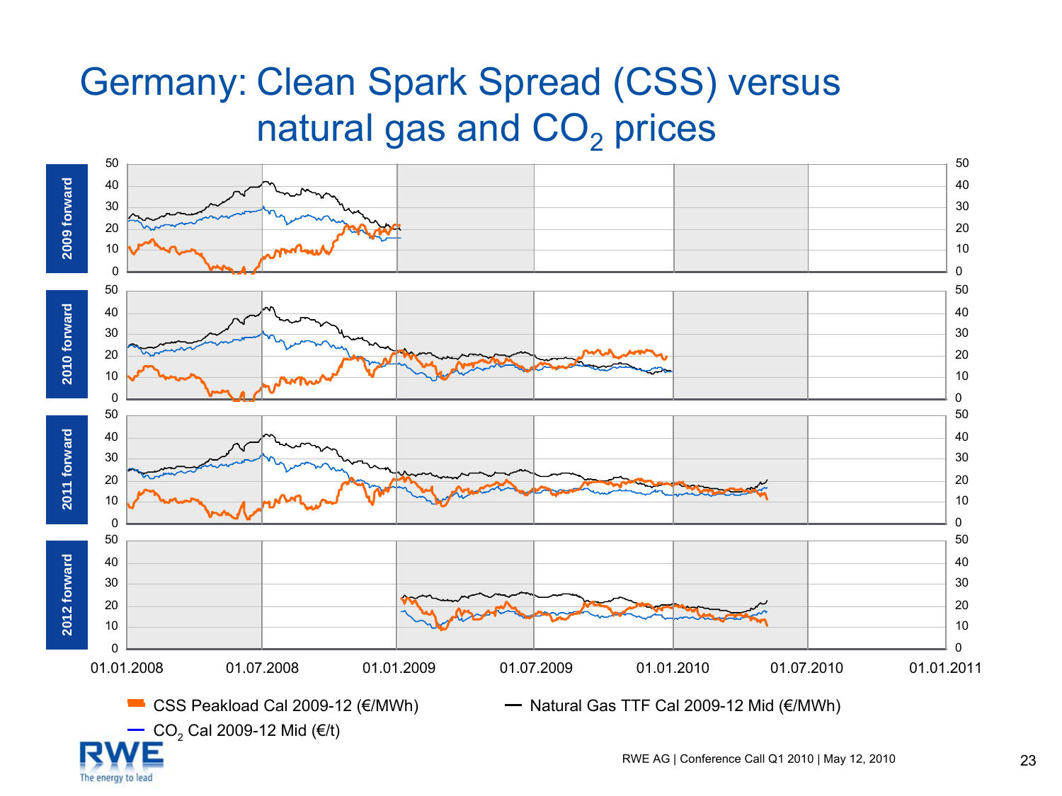# Germany: Clean Spark Spread (CSS) versus natural gas and $CO_2$ prices

2009 forward

2010 forward

2011 forward

2012 forward

01.01.2008 | 01.07.2008 | 01.01.2009 | 01.07.2009 | 01.01.2010 | 01.07.2010 | 01.01.2011

- CSS Peakload Cal 2009-12 (€/MWh)
- Natural Gas TTF Cal 2009-12 Mid (€/MWh)
- $CO_2$ Cal 2009-12 Mid (€/t)

RWE AG | Conference Call Q1 2010 | May 12, 2010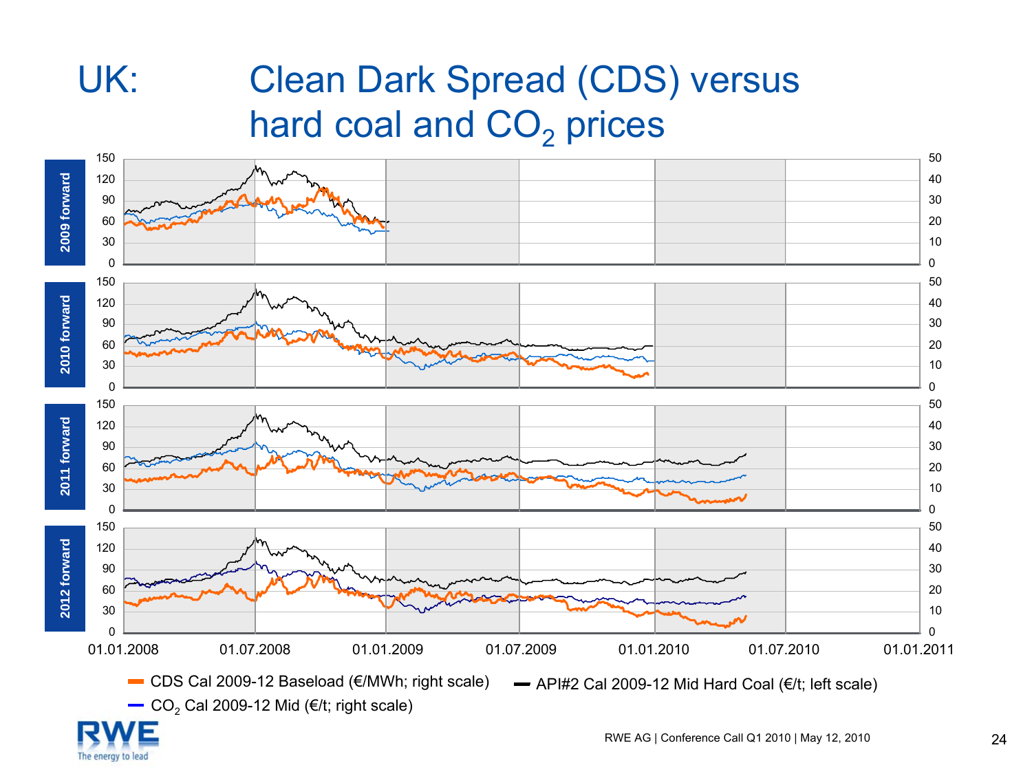# UK: Clean Dark Spread (CDS) versus hard coal and $CO_2$ prices

2009 forward

2010 forward

2011 forward

2012 forward

Left scale: 0, 30, 60, 90, 120, 150

Right scale: 0, 10, 20, 30, 40, 50

01.01.2008 | 01.07.2008 | 01.01.2009 | 01.07.2009 | 01.01.2010 | 01.07.2010 | 01.01.2011

- CDS Cal 2009-12 Baseload (€/MWh; right scale)
- API#2 Cal 2009-12 Mid Hard Coal (€/t; left scale)
- $CO_2$ Cal 2009-12 Mid (€/t; right scale)

RWE AG | Conference Call Q1 2010 | May 12, 2010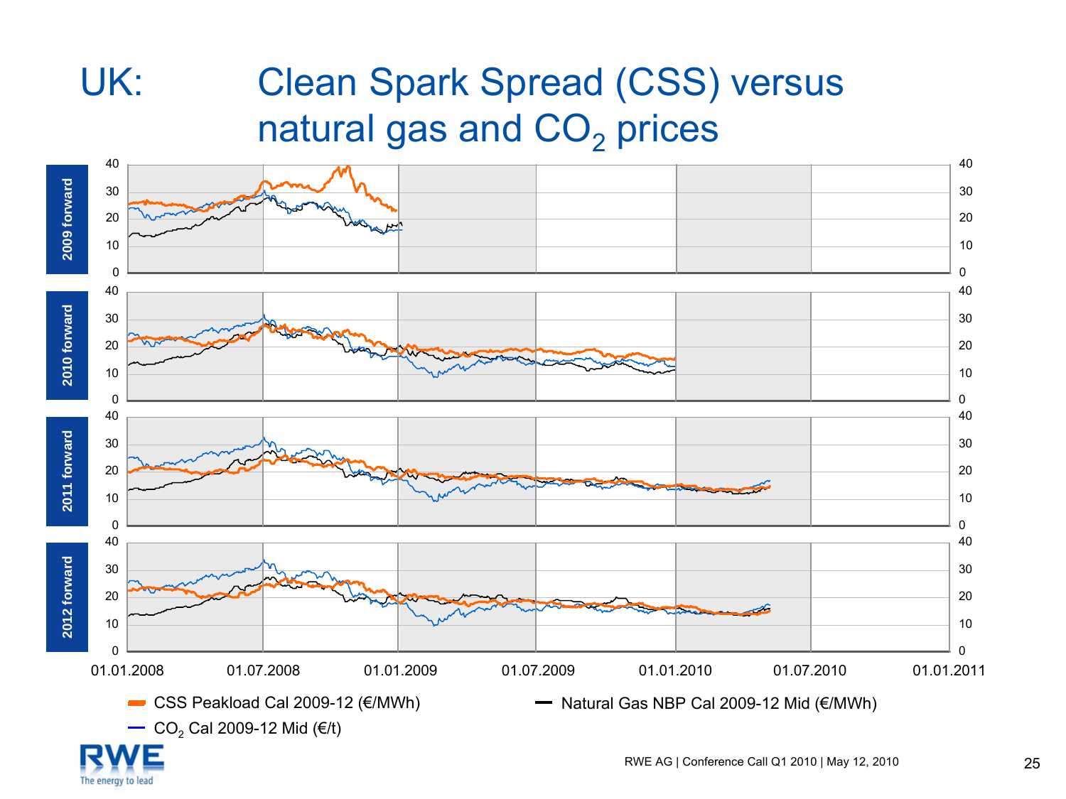# UK: Clean Spark Spread (CSS) versus natural gas and $CO_2$ prices

2009 forward

2010 forward

2011 forward

2012 forward

01.01.2008 01.07.2008 01.01.2009 01.07.2009 01.01.2010 01.07.2010 01.01.2011

- CSS Peakload Cal 2009-12 (€/MWh)
- Natural Gas NBP Cal 2009-12 Mid (€/MWh)
- $CO_2$ Cal 2009-12 Mid (€/t)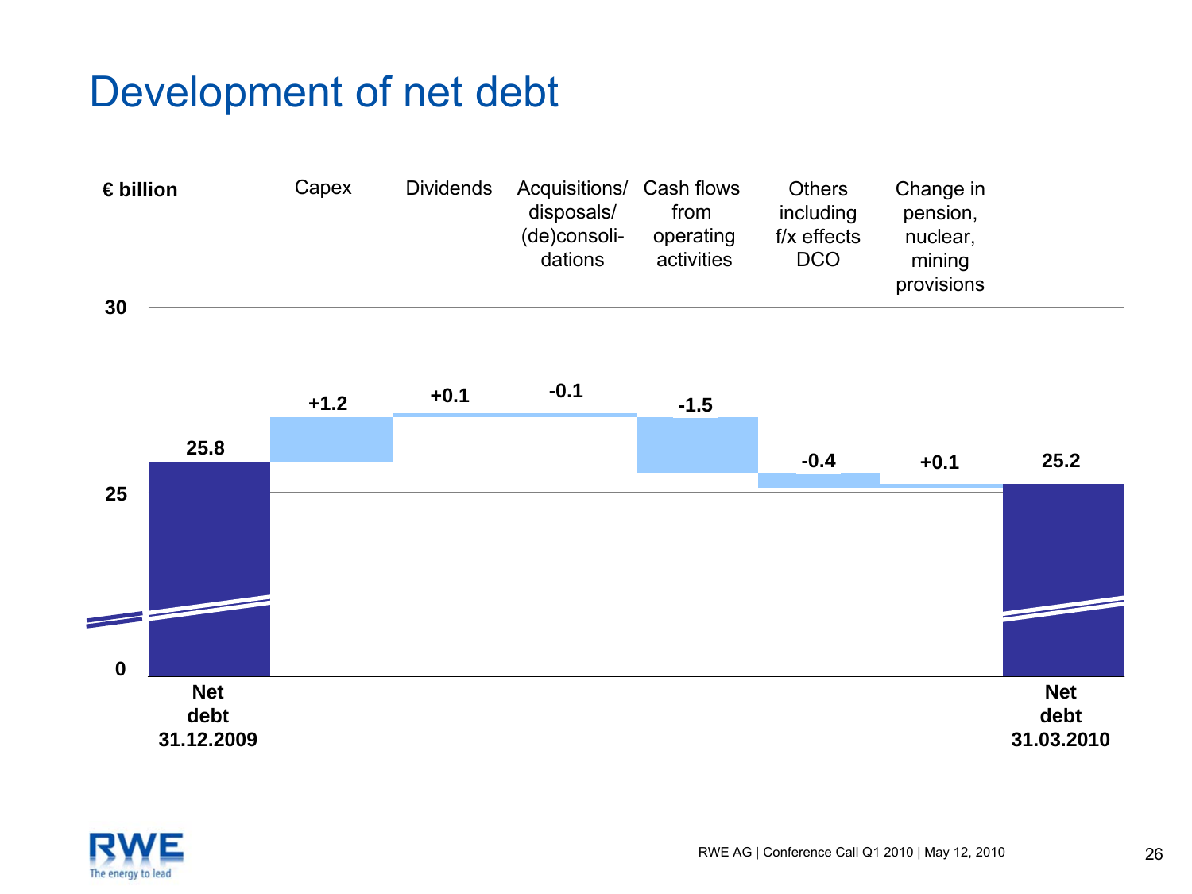# Development of net debt

€ billion

| Net debt 31.12.2009 | Capex | Dividends | Acquisitions/ disposals/ (de)consoli-dations | Cash flows from operating activities | Others including f/x effects DCO | Change in pension, nuclear, mining provisions | Net debt 31.03.2010 |
|---|---|---|---|---|---|---|---|
| 25.8 | +1.2 | +0.1 | -0.1 | -1.5 | -0.4 | +0.1 | 25.2 |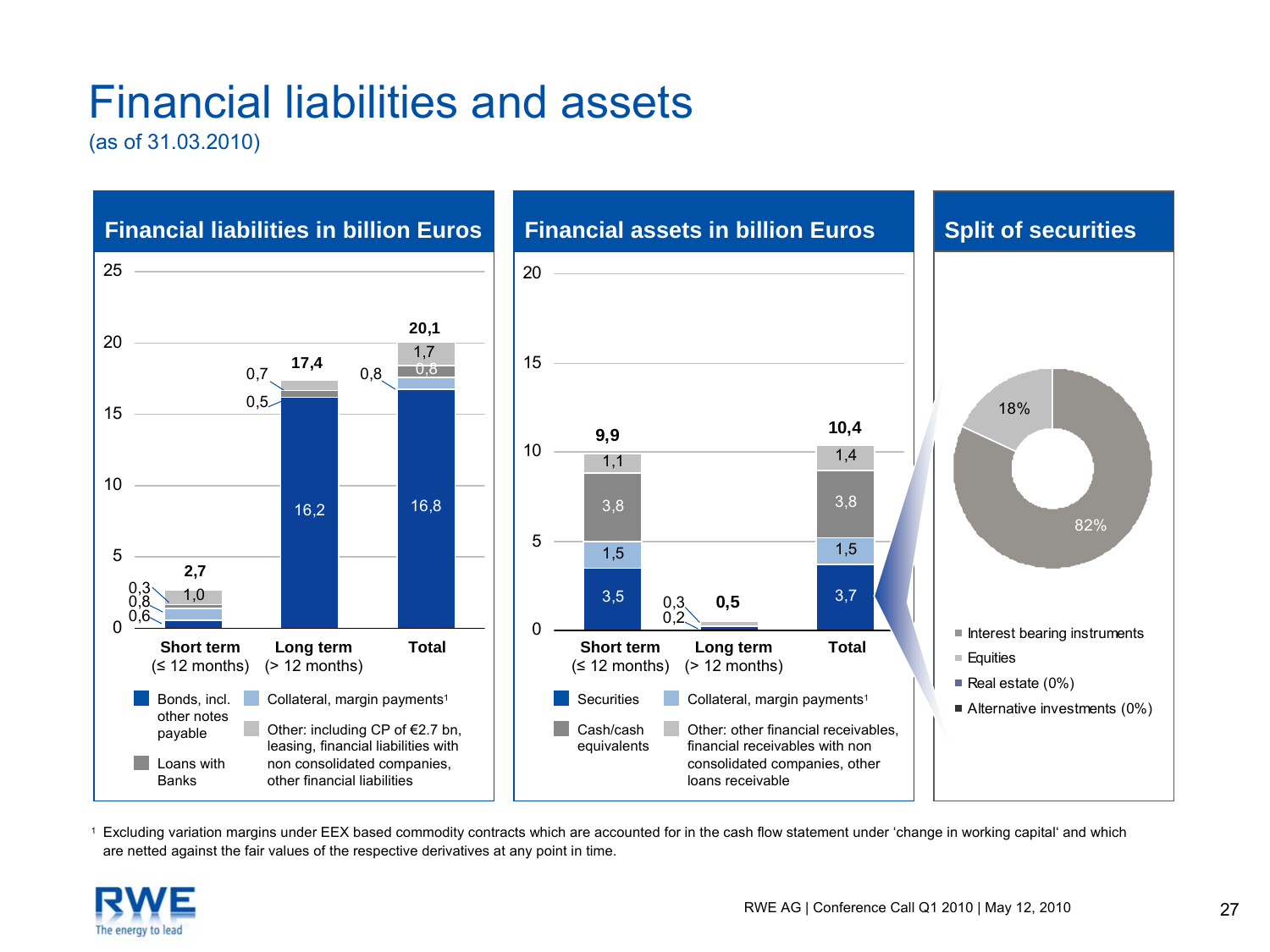# Financial liabilities and assets

(as of 31.03.2010)

## Financial liabilities in billion Euros

| | Short term (≤ 12 months) | Long term (> 12 months) | Total |
|---|---|---|---|
| Bonds, incl. other notes payable | 0,6 | 16,2 | 16,8 |
| Collateral, margin payments[1] | 0,8 | – | 0,8 |
| Loans with Banks | 0,3 | 0,5 | 0,8 |
| Other: including CP of €2.7 bn, leasing, financial liabilities with non consolidated companies, other financial liabilities | 1,0 | 0,7 | 1,7 |
| **Total** | **2,7** | **17,4** | **20,1** |

## Financial assets in billion Euros

| | Short term (≤ 12 months) | Long term (> 12 months) | Total |
|---|---|---|---|
| Securities | 3,5 | 0,2 | 3,7 |
| Collateral, margin payments[1] | 1,5 | – | 1,5 |
| Cash/cash equivalents | 3,8 | – | 3,8 |
| Other: other financial receivables, financial receivables with non consolidated companies, other loans receivable | 1,1 | 0,3 | 1,4 |
| **Total** | **9,9** | **0,5** | **10,4** |

## Split of securities

- Interest bearing instruments: 82%
- Equities: 18%
- Real estate (0%)
- Alternative investments (0%)

[1] Excluding variation margins under EEX based commodity contracts which are accounted for in the cash flow statement under 'change in working capital' and which are netted against the fair values of the respective derivatives at any point in time.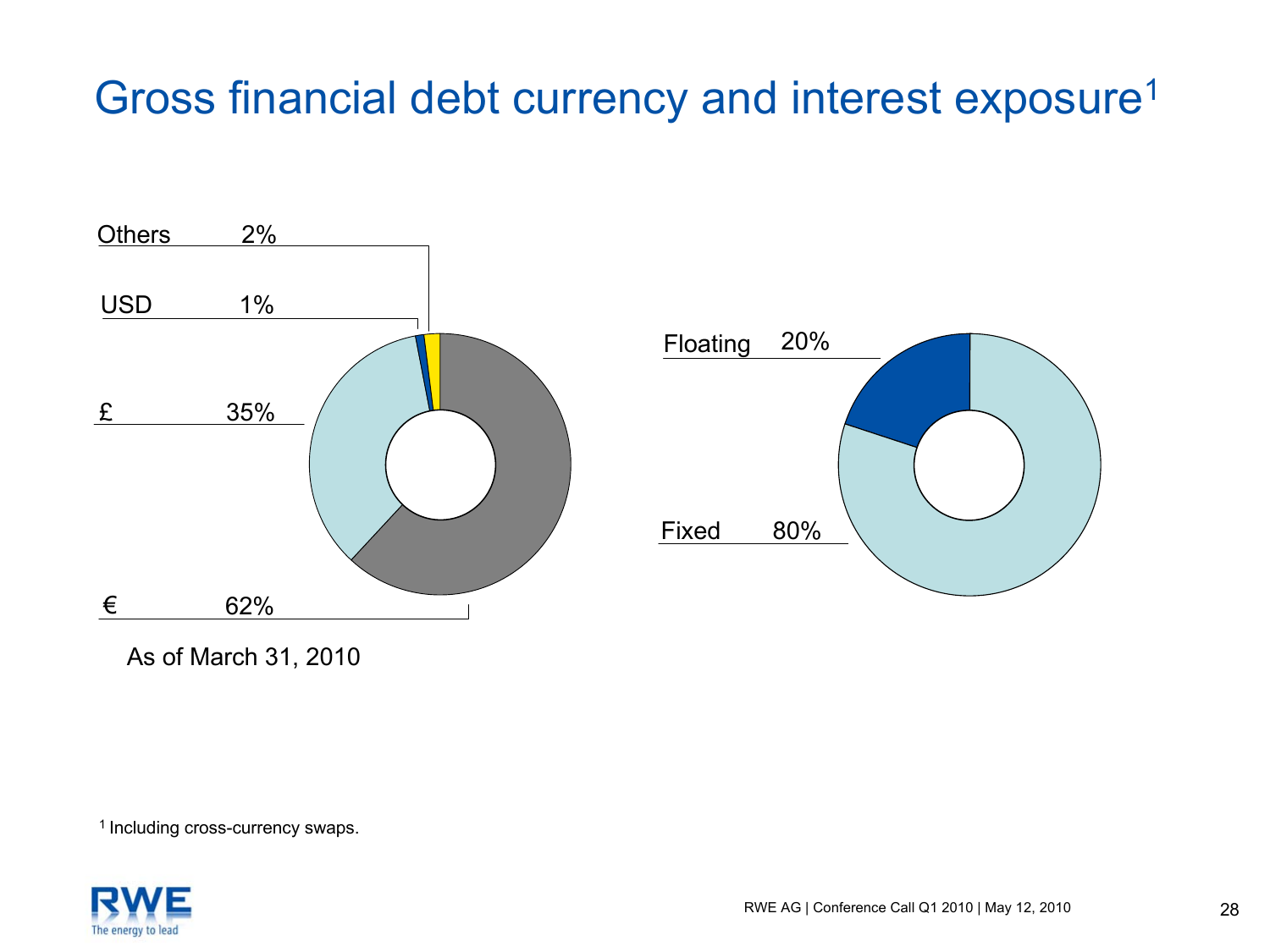# Gross financial debt currency and interest exposure[1]

Others 2%

USD 1%

£ 35%

€ 62%

As of March 31, 2010

Floating 20%

Fixed 80%

[1] Including cross-currency swaps.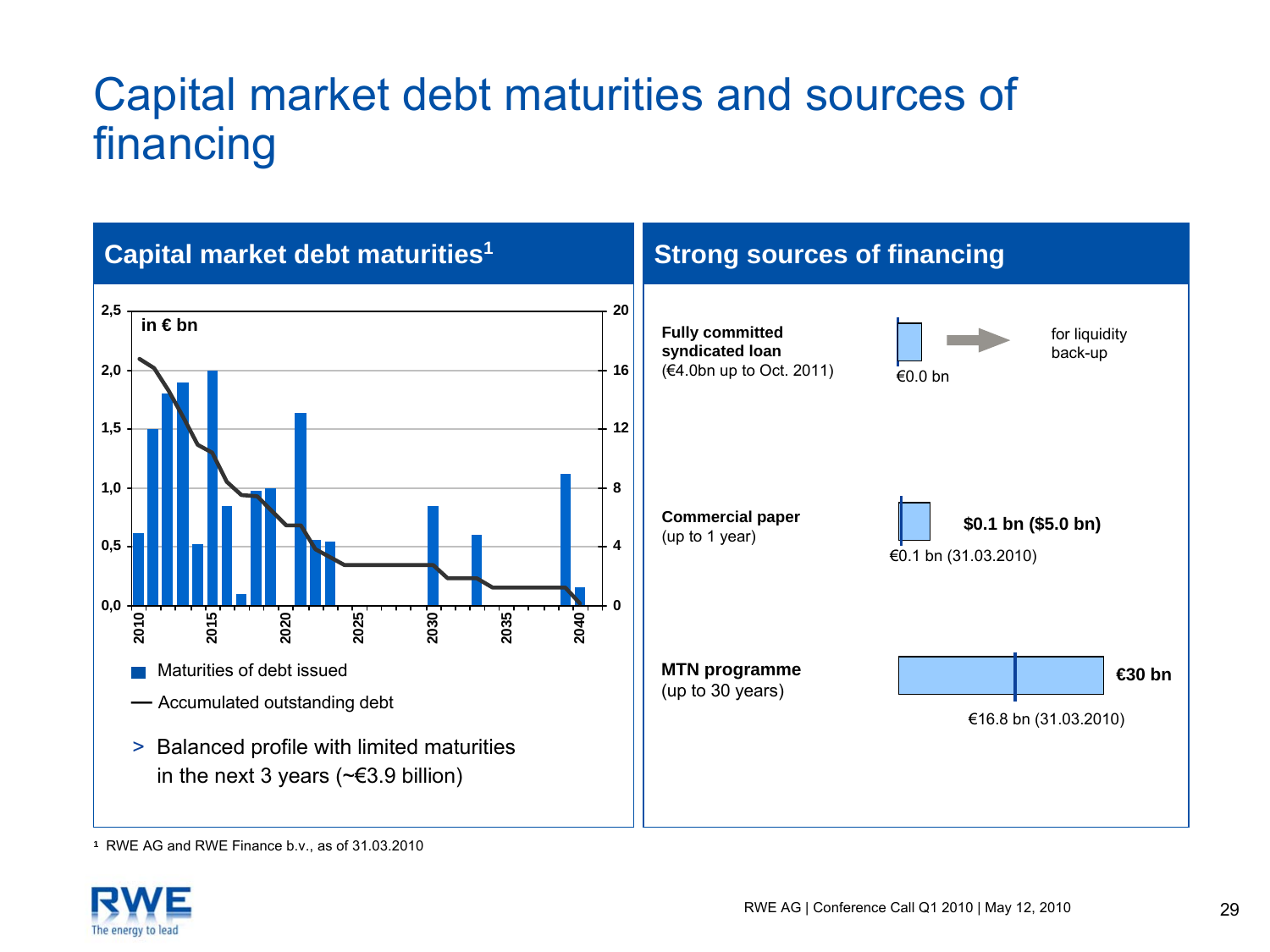# Capital market debt maturities and sources of financing

## Capital market debt maturities[1]

in € bn

2,5
2,0
1,5
1,0
0,5
0,0

20
16
12
8
4
0

2010
2015
2020
2025
2030
2035
2040

Maturities of debt issued

Accumulated outstanding debt

> Balanced profile with limited maturities in the next 3 years (~€3.9 billion)

## Strong sources of financing

**Fully committed syndicated loan**
(€4.0bn up to Oct. 2011)

€0.0 bn

for liquidity back-up

**Commercial paper**
(up to 1 year)

**$0.1 bn ($5.0 bn)**

€0.1 bn (31.03.2010)

**MTN programme**
(up to 30 years)

**€30 bn**

€16.8 bn (31.03.2010)

[1] RWE AG and RWE Finance b.v., as of 31.03.2010